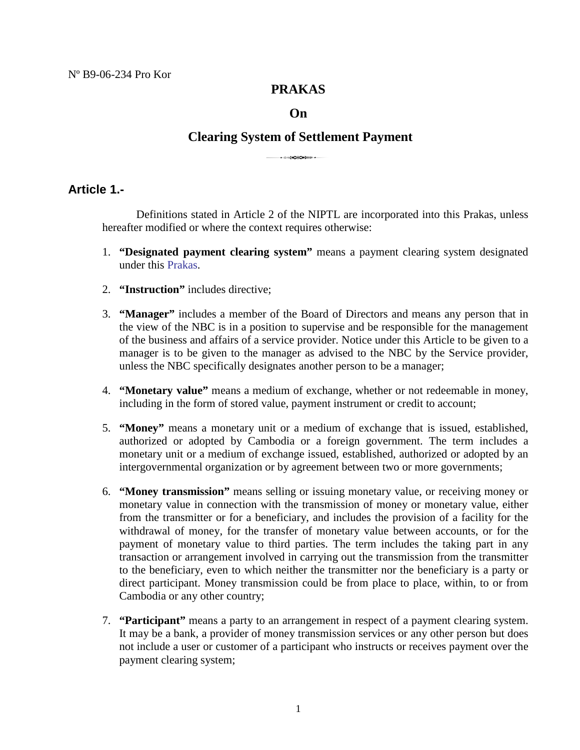Nº B9-06-234 Pro Kor

# PRAKAS

# On

# Clearing System of Settlement Payment

## Article 1.-

Definitions stated in Article 2 of the NIPTL are incorporated into this Prakas, unless hereafter modified or where the context requires otherwise:

1. **"Designated payment clearing system"** means a payment clearing system designated under this Prakas.

2. **"Instruction"** includes directive;

3. **"Manager"** includes a member of the Board of Directors and means any person that in the view of the NBC is in a position to supervise and be responsible for the management of the business and affairs of a service provider. Notice under this Article to be given to a manager is to be given to the manager as advised to the NBC by the Service provider, unless the NBC specifically designates another person to be a manager;

4. **"Monetary value"** means a medium of exchange, whether or not redeemable in money, including in the form of stored value, payment instrument or credit to account;

5. **"Money"** means a monetary unit or a medium of exchange that is issued, established, authorized or adopted by Cambodia or a foreign government. The term includes a monetary unit or a medium of exchange issued, established, authorized or adopted by an intergovernmental organization or by agreement between two or more governments;

6. **"Money transmission"** means selling or issuing monetary value, or receiving money or monetary value in connection with the transmission of money or monetary value, either from the transmitter or for a beneficiary, and includes the provision of a facility for the withdrawal of money, for the transfer of monetary value between accounts, or for the payment of monetary value to third parties. The term includes the taking part in any transaction or arrangement involved in carrying out the transmission from the transmitter to the beneficiary, even to which neither the transmitter nor the beneficiary is a party or direct participant. Money transmission could be from place to place, within, to or from Cambodia or any other country;

7. **"Participant"** means a party to an arrangement in respect of a payment clearing system. It may be a bank, a provider of money transmission services or any other person but does not include a user or customer of a participant who instructs or receives payment over the payment clearing system;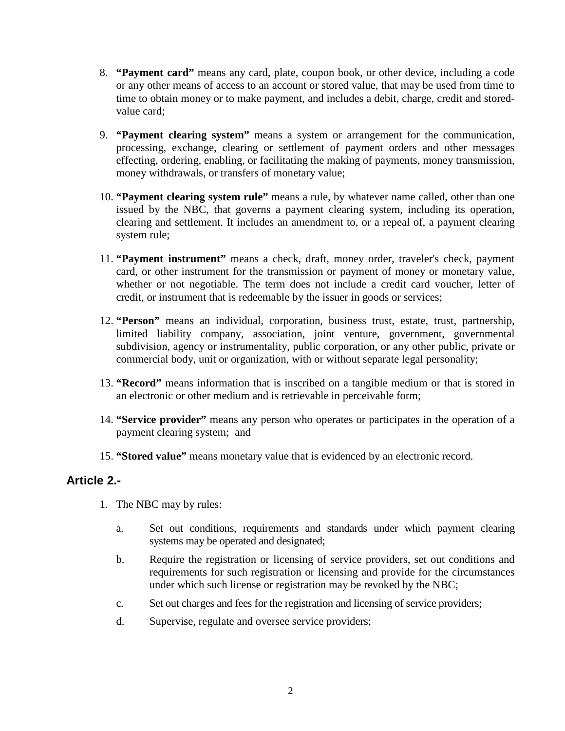8. **"Payment card"** means any card, plate, coupon book, or other device, including a code or any other means of access to an account or stored value, that may be used from time to time to obtain money or to make payment, and includes a debit, charge, credit and stored-value card;

9. **"Payment clearing system"** means a system or arrangement for the communication, processing, exchange, clearing or settlement of payment orders and other messages effecting, ordering, enabling, or facilitating the making of payments, money transmission, money withdrawals, or transfers of monetary value;

10. **"Payment clearing system rule"** means a rule, by whatever name called, other than one issued by the NBC, that governs a payment clearing system, including its operation, clearing and settlement. It includes an amendment to, or a repeal of, a payment clearing system rule;

11. **"Payment instrument"** means a check, draft, money order, traveler's check, payment card, or other instrument for the transmission or payment of money or monetary value, whether or not negotiable. The term does not include a credit card voucher, letter of credit, or instrument that is redeemable by the issuer in goods or services;

12. **"Person"** means an individual, corporation, business trust, estate, trust, partnership, limited liability company, association, joint venture, government, governmental subdivision, agency or instrumentality, public corporation, or any other public, private or commercial body, unit or organization, with or without separate legal personality;

13. **"Record"** means information that is inscribed on a tangible medium or that is stored in an electronic or other medium and is retrievable in perceivable form;

14. **"Service provider"** means any person who operates or participates in the operation of a payment clearing system; and

15. **"Stored value"** means monetary value that is evidenced by an electronic record.

## Article 2.-

1. The NBC may by rules:

   a. Set out conditions, requirements and standards under which payment clearing systems may be operated and designated;

   b. Require the registration or licensing of service providers, set out conditions and requirements for such registration or licensing and provide for the circumstances under which such license or registration may be revoked by the NBC;

   c. Set out charges and fees for the registration and licensing of service providers;

   d. Supervise, regulate and oversee service providers;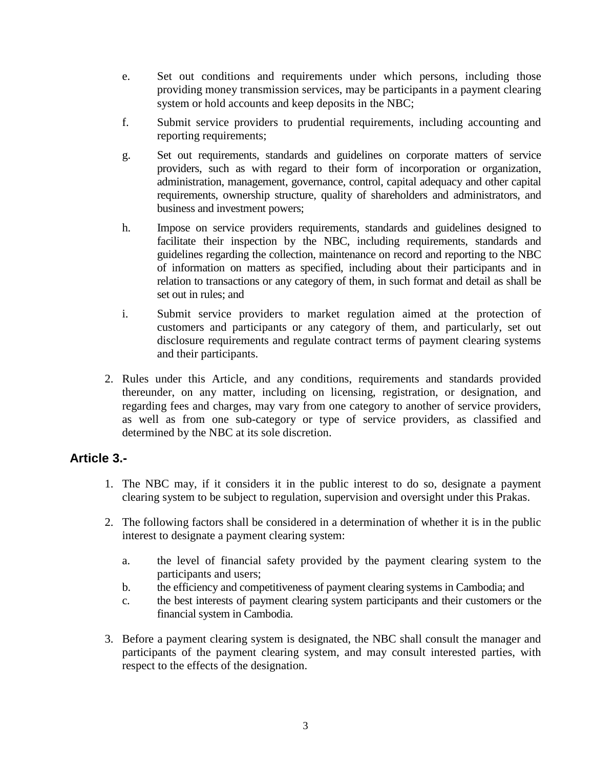e. Set out conditions and requirements under which persons, including those providing money transmission services, may be participants in a payment clearing system or hold accounts and keep deposits in the NBC;

f. Submit service providers to prudential requirements, including accounting and reporting requirements;

g. Set out requirements, standards and guidelines on corporate matters of service providers, such as with regard to their form of incorporation or organization, administration, management, governance, control, capital adequacy and other capital requirements, ownership structure, quality of shareholders and administrators, and business and investment powers;

h. Impose on service providers requirements, standards and guidelines designed to facilitate their inspection by the NBC, including requirements, standards and guidelines regarding the collection, maintenance on record and reporting to the NBC of information on matters as specified, including about their participants and in relation to transactions or any category of them, in such format and detail as shall be set out in rules; and

i. Submit service providers to market regulation aimed at the protection of customers and participants or any category of them, and particularly, set out disclosure requirements and regulate contract terms of payment clearing systems and their participants.

2. Rules under this Article, and any conditions, requirements and standards provided thereunder, on any matter, including on licensing, registration, or designation, and regarding fees and charges, may vary from one category to another of service providers, as well as from one sub-category or type of service providers, as classified and determined by the NBC at its sole discretion.

## Article 3.-

1. The NBC may, if it considers it in the public interest to do so, designate a payment clearing system to be subject to regulation, supervision and oversight under this Prakas.

2. The following factors shall be considered in a determination of whether it is in the public interest to designate a payment clearing system:

   a. the level of financial safety provided by the payment clearing system to the participants and users;
   b. the efficiency and competitiveness of payment clearing systems in Cambodia; and
   c. the best interests of payment clearing system participants and their customers or the financial system in Cambodia.

3. Before a payment clearing system is designated, the NBC shall consult the manager and participants of the payment clearing system, and may consult interested parties, with respect to the effects of the designation.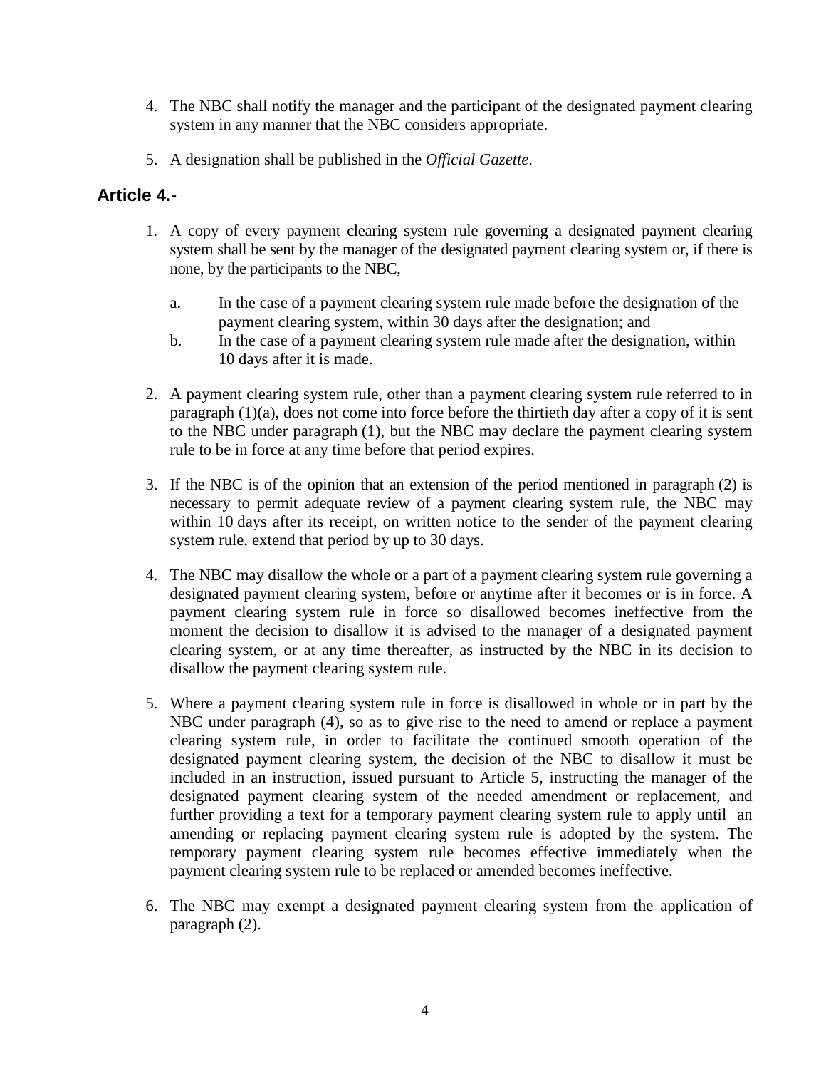4. The NBC shall notify the manager and the participant of the designated payment clearing system in any manner that the NBC considers appropriate.

5. A designation shall be published in the *Official Gazette*.

## Article 4.-

1. A copy of every payment clearing system rule governing a designated payment clearing system shall be sent by the manager of the designated payment clearing system or, if there is none, by the participants to the NBC,

   a. In the case of a payment clearing system rule made before the designation of the payment clearing system, within 30 days after the designation; and
   
   b. In the case of a payment clearing system rule made after the designation, within 10 days after it is made.

2. A payment clearing system rule, other than a payment clearing system rule referred to in paragraph (1)(a), does not come into force before the thirtieth day after a copy of it is sent to the NBC under paragraph (1), but the NBC may declare the payment clearing system rule to be in force at any time before that period expires.

3. If the NBC is of the opinion that an extension of the period mentioned in paragraph (2) is necessary to permit adequate review of a payment clearing system rule, the NBC may within 10 days after its receipt, on written notice to the sender of the payment clearing system rule, extend that period by up to 30 days.

4. The NBC may disallow the whole or a part of a payment clearing system rule governing a designated payment clearing system, before or anytime after it becomes or is in force. A payment clearing system rule in force so disallowed becomes ineffective from the moment the decision to disallow it is advised to the manager of a designated payment clearing system, or at any time thereafter, as instructed by the NBC in its decision to disallow the payment clearing system rule.

5. Where a payment clearing system rule in force is disallowed in whole or in part by the NBC under paragraph (4), so as to give rise to the need to amend or replace a payment clearing system rule, in order to facilitate the continued smooth operation of the designated payment clearing system, the decision of the NBC to disallow it must be included in an instruction, issued pursuant to Article 5, instructing the manager of the designated payment clearing system of the needed amendment or replacement, and further providing a text for a temporary payment clearing system rule to apply until an amending or replacing payment clearing system rule is adopted by the system. The temporary payment clearing system rule becomes effective immediately when the payment clearing system rule to be replaced or amended becomes ineffective.

6. The NBC may exempt a designated payment clearing system from the application of paragraph (2).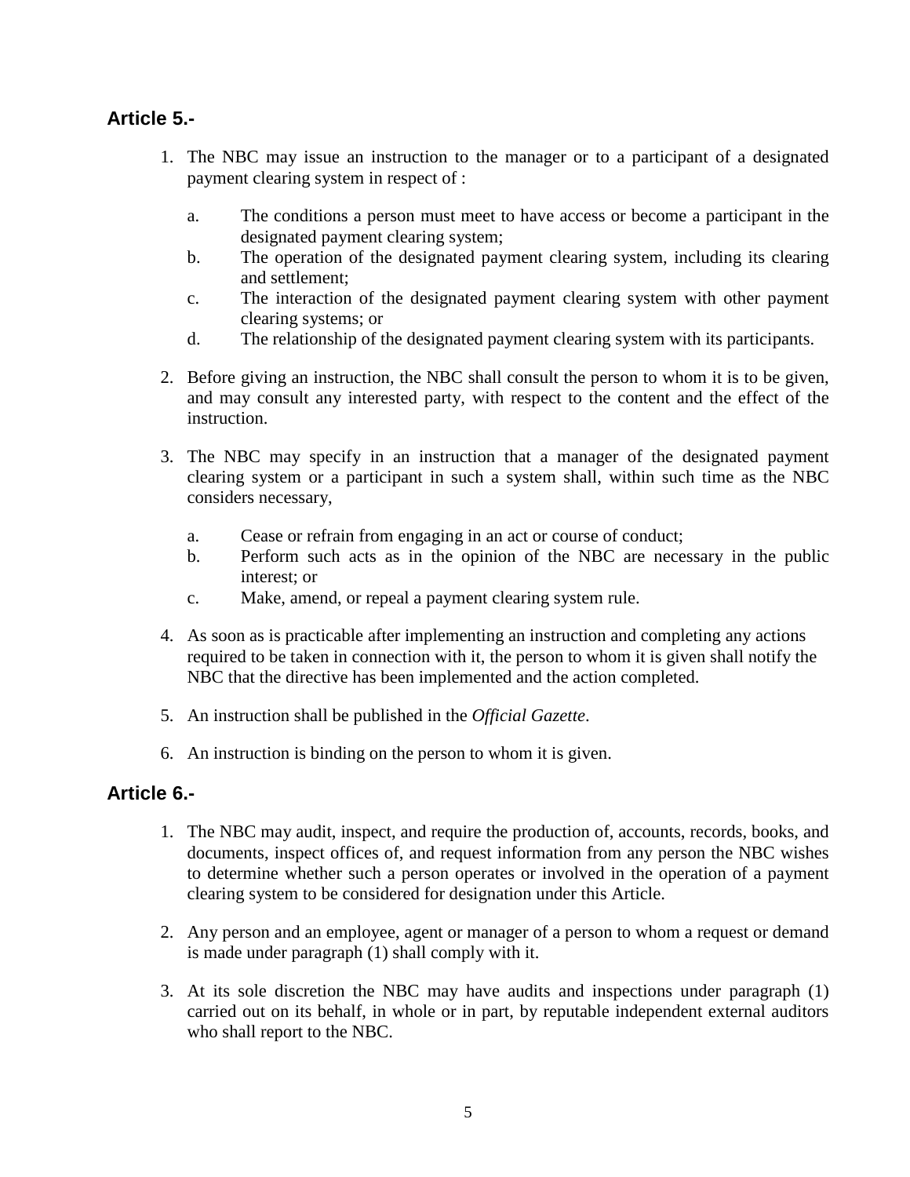## Article 5.-

1. The NBC may issue an instruction to the manager or to a participant of a designated payment clearing system in respect of :

   a. The conditions a person must meet to have access or become a participant in the designated payment clearing system;
   b. The operation of the designated payment clearing system, including its clearing and settlement;
   c. The interaction of the designated payment clearing system with other payment clearing systems; or
   d. The relationship of the designated payment clearing system with its participants.

2. Before giving an instruction, the NBC shall consult the person to whom it is to be given, and may consult any interested party, with respect to the content and the effect of the instruction.

3. The NBC may specify in an instruction that a manager of the designated payment clearing system or a participant in such a system shall, within such time as the NBC considers necessary,

   a. Cease or refrain from engaging in an act or course of conduct;
   b. Perform such acts as in the opinion of the NBC are necessary in the public interest; or
   c. Make, amend, or repeal a payment clearing system rule.

4. As soon as is practicable after implementing an instruction and completing any actions required to be taken in connection with it, the person to whom it is given shall notify the NBC that the directive has been implemented and the action completed.

5. An instruction shall be published in the *Official Gazette*.

6. An instruction is binding on the person to whom it is given.

## Article 6.-

1. The NBC may audit, inspect, and require the production of, accounts, records, books, and documents, inspect offices of, and request information from any person the NBC wishes to determine whether such a person operates or involved in the operation of a payment clearing system to be considered for designation under this Article.

2. Any person and an employee, agent or manager of a person to whom a request or demand is made under paragraph (1) shall comply with it.

3. At its sole discretion the NBC may have audits and inspections under paragraph (1) carried out on its behalf, in whole or in part, by reputable independent external auditors who shall report to the NBC.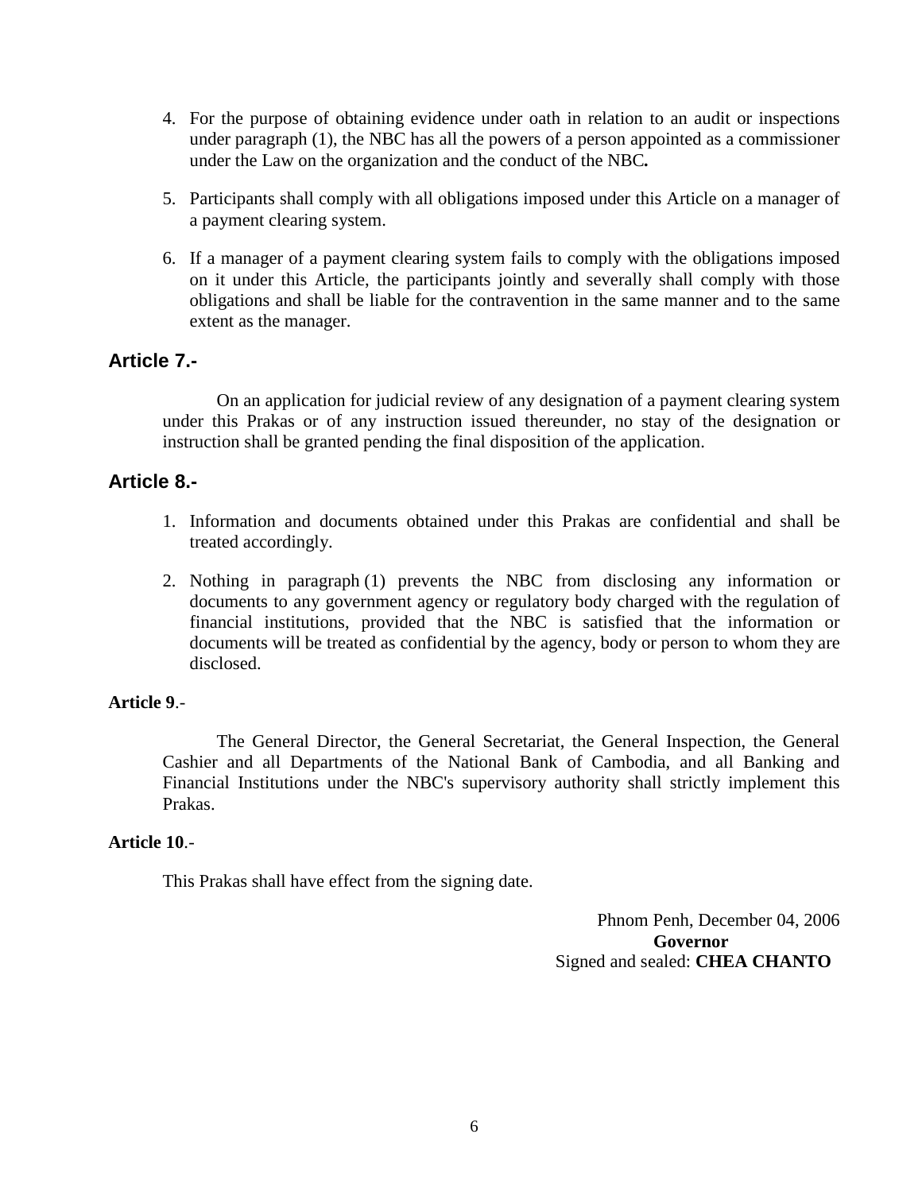4. For the purpose of obtaining evidence under oath in relation to an audit or inspections under paragraph (1), the NBC has all the powers of a person appointed as a commissioner under the Law on the organization and the conduct of the NBC**.**

5. Participants shall comply with all obligations imposed under this Article on a manager of a payment clearing system.

6. If a manager of a payment clearing system fails to comply with the obligations imposed on it under this Article, the participants jointly and severally shall comply with those obligations and shall be liable for the contravention in the same manner and to the same extent as the manager.

## Article 7.-

On an application for judicial review of any designation of a payment clearing system under this Prakas or of any instruction issued thereunder, no stay of the designation or instruction shall be granted pending the final disposition of the application.

## Article 8.-

1. Information and documents obtained under this Prakas are confidential and shall be treated accordingly.

2. Nothing in paragraph (1) prevents the NBC from disclosing any information or documents to any government agency or regulatory body charged with the regulation of financial institutions, provided that the NBC is satisfied that the information or documents will be treated as confidential by the agency, body or person to whom they are disclosed.

**Article 9**.-

The General Director, the General Secretariat, the General Inspection, the General Cashier and all Departments of the National Bank of Cambodia, and all Banking and Financial Institutions under the NBC's supervisory authority shall strictly implement this Prakas.

**Article 10**.-

This Prakas shall have effect from the signing date.

Phnom Penh, December 04, 2006

**Governor**

Signed and sealed: **CHEA CHANTO**